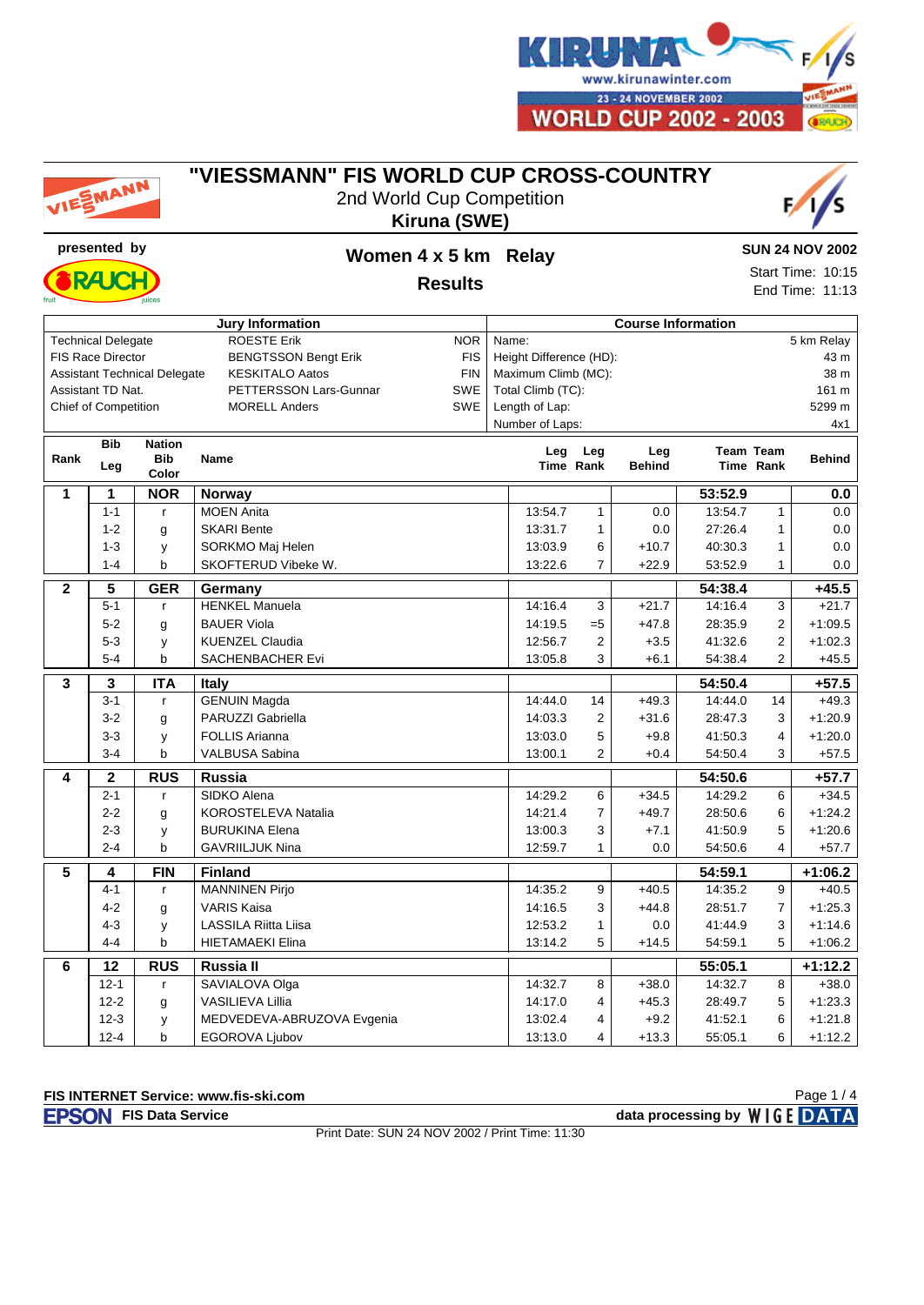# "VIESSMANN" FIS WORLD CUP CROSS-COUNTRY

2nd World Cup Competition

**Kiruna (SWE)**

presented by

## Women 4 x 5 km Relay

**Results**

**SUN 24 NOV 2002**

Start Time: 10:15

End Time: 11:13

| Jury Information | | |
|---|---|---|
| Technical Delegate | ROESTE Erik | NOR |
| FIS Race Director | BENGTSSON Bengt Erik | FIS |
| Assistant Technical Delegate | KESKITALO Aatos | FIN |
| Assistant TD Nat. | PETTERSSON Lars-Gunnar | SWE |
| Chief of Competition | MORELL Anders | SWE |

| Course Information | |
|---|---|
| Name: | 5 km Relay |
| Height Difference (HD): | 43 m |
| Maximum Climb (MC): | 38 m |
| Total Climb (TC): | 161 m |
| Length of Lap: | 5299 m |
| Number of Laps: | 4x1 |

| Rank | Bib Leg | Nation Bib Color | Name | Leg Time | Leg Rank | Leg Behind | Team Time | Team Rank | Behind |
|---|---|---|---|---|---|---|---|---|---|
| **1** | **1** | **NOR** | **Norway** | | | | **53:52.9** | | **0.0** |
| | 1-1 | r | MOEN Anita | 13:54.7 | 1 | 0.0 | 13:54.7 | 1 | 0.0 |
| | 1-2 | g | SKARI Bente | 13:31.7 | 1 | 0.0 | 27:26.4 | 1 | 0.0 |
| | 1-3 | y | SORKMO Maj Helen | 13:03.9 | 6 | +10.7 | 40:30.3 | 1 | 0.0 |
| | 1-4 | b | SKOFTERUD Vibeke W. | 13:22.6 | 7 | +22.9 | 53:52.9 | 1 | 0.0 |
| **2** | **5** | **GER** | **Germany** | | | | **54:38.4** | | **+45.5** |
| | 5-1 | r | HENKEL Manuela | 14:16.4 | 3 | +21.7 | 14:16.4 | 3 | +21.7 |
| | 5-2 | g | BAUER Viola | 14:19.5 | =5 | +47.8 | 28:35.9 | 2 | +1:09.5 |
| | 5-3 | y | KUENZEL Claudia | 12:56.7 | 2 | +3.5 | 41:32.6 | 2 | +1:02.3 |
| | 5-4 | b | SACHENBACHER Evi | 13:05.8 | 3 | +6.1 | 54:38.4 | 2 | +45.5 |
| **3** | **3** | **ITA** | **Italy** | | | | **54:50.4** | | **+57.5** |
| | 3-1 | r | GENUIN Magda | 14:44.0 | 14 | +49.3 | 14:44.0 | 14 | +49.3 |
| | 3-2 | g | PARUZZI Gabriella | 14:03.3 | 2 | +31.6 | 28:47.3 | 3 | +1:20.9 |
| | 3-3 | y | FOLLIS Arianna | 13:03.0 | 5 | +9.8 | 41:50.3 | 4 | +1:20.0 |
| | 3-4 | b | VALBUSA Sabina | 13:00.1 | 2 | +0.4 | 54:50.4 | 3 | +57.5 |
| **4** | **2** | **RUS** | **Russia** | | | | **54:50.6** | | **+57.7** |
| | 2-1 | r | SIDKO Alena | 14:29.2 | 6 | +34.5 | 14:29.2 | 6 | +34.5 |
| | 2-2 | g | KOROSTELEVA Natalia | 14:21.4 | 7 | +49.7 | 28:50.6 | 6 | +1:24.2 |
| | 2-3 | y | BURUKINA Elena | 13:00.3 | 3 | +7.1 | 41:50.9 | 5 | +1:20.6 |
| | 2-4 | b | GAVRIILJUK Nina | 12:59.7 | 1 | 0.0 | 54:50.6 | 4 | +57.7 |
| **5** | **4** | **FIN** | **Finland** | | | | **54:59.1** | | **+1:06.2** |
| | 4-1 | r | MANNINEN Pirjo | 14:35.2 | 9 | +40.5 | 14:35.2 | 9 | +40.5 |
| | 4-2 | g | VARIS Kaisa | 14:16.5 | 3 | +44.8 | 28:51.7 | 7 | +1:25.3 |
| | 4-3 | y | LASSILA Riitta Liisa | 12:53.2 | 1 | 0.0 | 41:44.9 | 3 | +1:14.6 |
| | 4-4 | b | HIETAMAEKI Elina | 13:14.2 | 5 | +14.5 | 54:59.1 | 5 | +1:06.2 |
| **6** | **12** | **RUS** | **Russia II** | | | | **55:05.1** | | **+1:12.2** |
| | 12-1 | r | SAVIALOVA Olga | 14:32.7 | 8 | +38.0 | 14:32.7 | 8 | +38.0 |
| | 12-2 | g | VASILIEVA Lillia | 14:17.0 | 4 | +45.3 | 28:49.7 | 5 | +1:23.3 |
| | 12-3 | y | MEDVEDEVA-ABRUZOVA Evgenia | 13:02.4 | 4 | +9.2 | 41:52.1 | 6 | +1:21.8 |
| | 12-4 | b | EGOROVA Ljubov | 13:13.0 | 4 | +13.3 | 55:05.1 | 6 | +1:12.2 |

**FIS INTERNET Service: www.fis-ski.com**

**EPSON FIS Data Service** — **data processing by WIGE DATA**

Print Date: SUN 24 NOV 2002 / Print Time: 11:30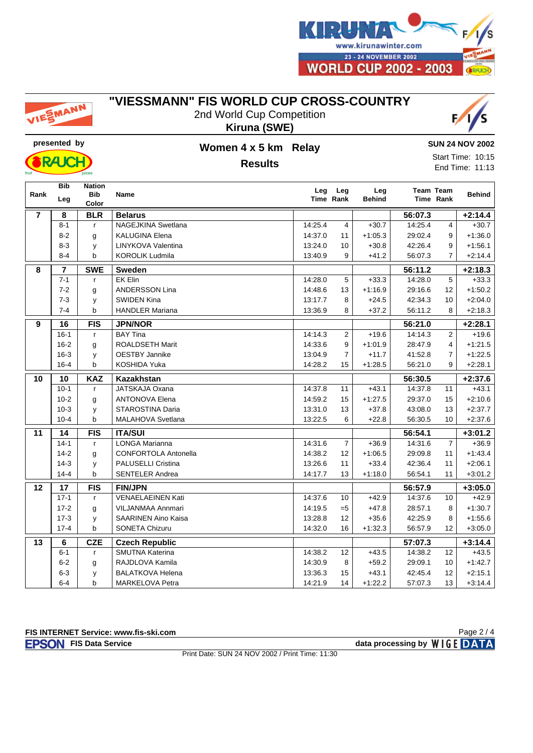# "VIESSMANN" FIS WORLD CUP CROSS-COUNTRY

2nd World Cup Competition

**Kiruna (SWE)**

**presented by**

## Women 4 x 5 km Relay

**Results**

**SUN 24 NOV 2002**

Start Time: 10:15

End Time: 11:13

| Rank | Bib Leg | Nation Bib Color | Name | Leg Time | Leg Rank | Leg Behind | Team Time | Team Rank | Behind |
|---|---|---|---|---|---|---|---|---|---|
| **7** | **8** | **BLR** | **Belarus** | | | | **56:07.3** | | **+2:14.4** |
| | 8-1 | r | NAGEJKINA Swetlana | 14:25.4 | 4 | +30.7 | 14:25.4 | 4 | +30.7 |
| | 8-2 | g | KALUGINA Elena | 14:37.0 | 11 | +1:05.3 | 29:02.4 | 9 | +1:36.0 |
| | 8-3 | y | LINYKOVA Valentina | 13:24.0 | 10 | +30.8 | 42:26.4 | 9 | +1:56.1 |
| | 8-4 | b | KOROLIK Ludmila | 13:40.9 | 9 | +41.2 | 56:07.3 | 7 | +2:14.4 |
| **8** | **7** | **SWE** | **Sweden** | | | | **56:11.2** | | **+2:18.3** |
| | 7-1 | r | EK Elin | 14:28.0 | 5 | +33.3 | 14:28.0 | 5 | +33.3 |
| | 7-2 | g | ANDERSSON Lina | 14:48.6 | 13 | +1:16.9 | 29:16.6 | 12 | +1:50.2 |
| | 7-3 | y | SWIDEN Kina | 13:17.7 | 8 | +24.5 | 42:34.3 | 10 | +2:04.0 |
| | 7-4 | b | HANDLER Mariana | 13:36.9 | 8 | +37.2 | 56:11.2 | 8 | +2:18.3 |
| **9** | **16** | **FIS** | **JPN/NOR** | | | | **56:21.0** | | **+2:28.1** |
| | 16-1 | r | BAY Tina | 14:14.3 | 2 | +19.6 | 14:14.3 | 2 | +19.6 |
| | 16-2 | g | ROALDSETH Marit | 14:33.6 | 9 | +1:01.9 | 28:47.9 | 4 | +1:21.5 |
| | 16-3 | y | OESTBY Jannike | 13:04.9 | 7 | +11.7 | 41:52.8 | 7 | +1:22.5 |
| | 16-4 | b | KOSHIDA Yuka | 14:28.2 | 15 | +1:28.5 | 56:21.0 | 9 | +2:28.1 |
| **10** | **10** | **KAZ** | **Kazakhstan** | | | | **56:30.5** | | **+2:37.6** |
| | 10-1 | r | JATSKAJA Oxana | 14:37.8 | 11 | +43.1 | 14:37.8 | 11 | +43.1 |
| | 10-2 | g | ANTONOVA Elena | 14:59.2 | 15 | +1:27.5 | 29:37.0 | 15 | +2:10.6 |
| | 10-3 | y | STAROSTINA Daria | 13:31.0 | 13 | +37.8 | 43:08.0 | 13 | +2:37.7 |
| | 10-4 | b | MALAHOVA Svetlana | 13:22.5 | 6 | +22.8 | 56:30.5 | 10 | +2:37.6 |
| **11** | **14** | **FIS** | **ITA/SUI** | | | | **56:54.1** | | **+3:01.2** |
| | 14-1 | r | LONGA Marianna | 14:31.6 | 7 | +36.9 | 14:31.6 | 7 | +36.9 |
| | 14-2 | g | CONFORTOLA Antonella | 14:38.2 | 12 | +1:06.5 | 29:09.8 | 11 | +1:43.4 |
| | 14-3 | y | PALUSELLI Cristina | 13:26.6 | 11 | +33.4 | 42:36.4 | 11 | +2:06.1 |
| | 14-4 | b | SENTELER Andrea | 14:17.7 | 13 | +1:18.0 | 56:54.1 | 11 | +3:01.2 |
| **12** | **17** | **FIS** | **FIN/JPN** | | | | **56:57.9** | | **+3:05.0** |
| | 17-1 | r | VENAELAEINEN Kati | 14:37.6 | 10 | +42.9 | 14:37.6 | 10 | +42.9 |
| | 17-2 | g | VILJANMAA Annmari | 14:19.5 | =5 | +47.8 | 28:57.1 | 8 | +1:30.7 |
| | 17-3 | y | SAARINEN Aino Kaisa | 13:28.8 | 12 | +35.6 | 42:25.9 | 8 | +1:55.6 |
| | 17-4 | b | SONETA Chizuru | 14:32.0 | 16 | +1:32.3 | 56:57.9 | 12 | +3:05.0 |
| **13** | **6** | **CZE** | **Czech Republic** | | | | **57:07.3** | | **+3:14.4** |
| | 6-1 | r | SMUTNA Katerina | 14:38.2 | 12 | +43.5 | 14:38.2 | 12 | +43.5 |
| | 6-2 | g | RAJDLOVA Kamila | 14:30.9 | 8 | +59.2 | 29:09.1 | 10 | +1:42.7 |
| | 6-3 | y | BALATKOVA Helena | 13:36.3 | 15 | +43.1 | 42:45.4 | 12 | +2:15.1 |
| | 6-4 | b | MARKELOVA Petra | 14:21.9 | 14 | +1:22.2 | 57:07.3 | 13 | +3:14.4 |

FIS INTERNET Service: www.fis-ski.com

EPSON FIS Data Service — data processing by WIGE DATA

Print Date: SUN 24 NOV 2002 / Print Time: 11:30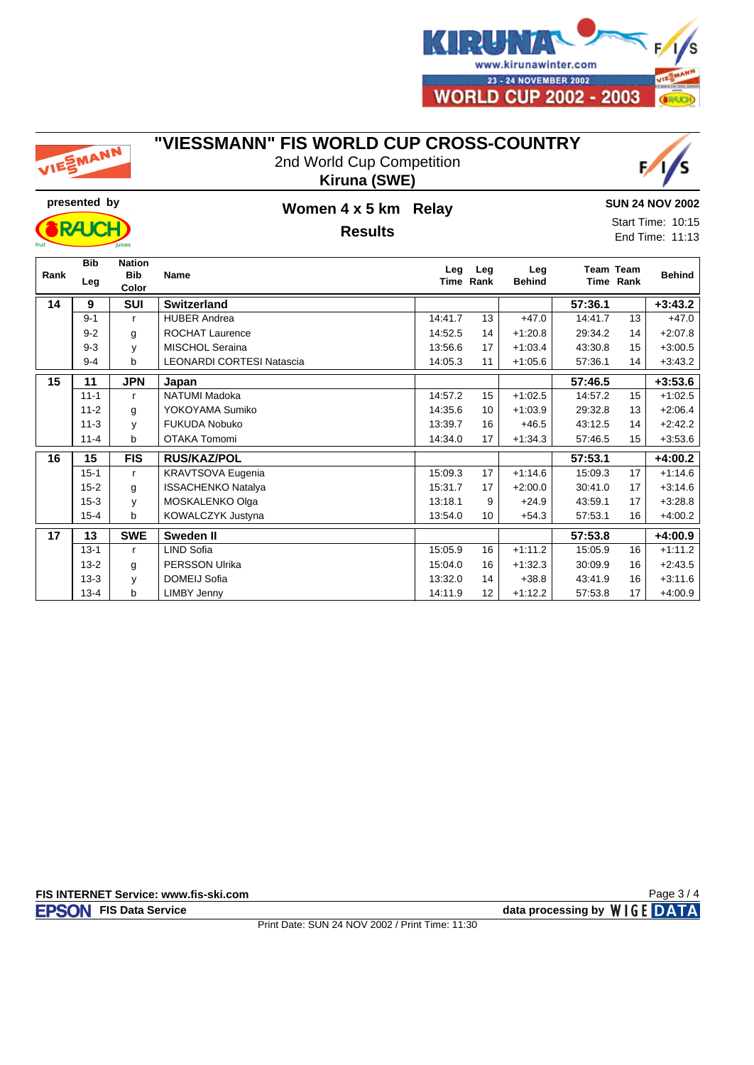# "VIESSMANN" FIS WORLD CUP CROSS-COUNTRY

2nd World Cup Competition

**Kiruna (SWE)**

presented by

## Women 4 x 5 km Relay

## Results

**SUN 24 NOV 2002**

Start Time: 10:15
End Time: 11:13

| Rank | Bib Leg | Nation Bib Color | Name | Leg Time | Leg Rank | Leg Behind | Team Time | Team Rank | Behind |
|---|---|---|---|---|---|---|---|---|---|
| **14** | **9** | **SUI** | **Switzerland** | | | | **57:36.1** | | **+3:43.2** |
| | 9-1 | r | HUBER Andrea | 14:41.7 | 13 | +47.0 | 14:41.7 | 13 | +47.0 |
| | 9-2 | g | ROCHAT Laurence | 14:52.5 | 14 | +1:20.8 | 29:34.2 | 14 | +2:07.8 |
| | 9-3 | y | MISCHOL Seraina | 13:56.6 | 17 | +1:03.4 | 43:30.8 | 15 | +3:00.5 |
| | 9-4 | b | LEONARDI CORTESI Natascia | 14:05.3 | 11 | +1:05.6 | 57:36.1 | 14 | +3:43.2 |
| **15** | **11** | **JPN** | **Japan** | | | | **57:46.5** | | **+3:53.6** |
| | 11-1 | r | NATUMI Madoka | 14:57.2 | 15 | +1:02.5 | 14:57.2 | 15 | +1:02.5 |
| | 11-2 | g | YOKOYAMA Sumiko | 14:35.6 | 10 | +1:03.9 | 29:32.8 | 13 | +2:06.4 |
| | 11-3 | y | FUKUDA Nobuko | 13:39.7 | 16 | +46.5 | 43:12.5 | 14 | +2:42.2 |
| | 11-4 | b | OTAKA Tomomi | 14:34.0 | 17 | +1:34.3 | 57:46.5 | 15 | +3:53.6 |
| **16** | **15** | **FIS** | **RUS/KAZ/POL** | | | | **57:53.1** | | **+4:00.2** |
| | 15-1 | r | KRAVTSOVA Eugenia | 15:09.3 | 17 | +1:14.6 | 15:09.3 | 17 | +1:14.6 |
| | 15-2 | g | ISSACHENKO Natalya | 15:31.7 | 17 | +2:00.0 | 30:41.0 | 17 | +3:14.6 |
| | 15-3 | y | MOSKALENKO Olga | 13:18.1 | 9 | +24.9 | 43:59.1 | 17 | +3:28.8 |
| | 15-4 | b | KOWALCZYK Justyna | 13:54.0 | 10 | +54.3 | 57:53.1 | 16 | +4:00.2 |
| **17** | **13** | **SWE** | **Sweden II** | | | | **57:53.8** | | **+4:00.9** |
| | 13-1 | r | LIND Sofia | 15:05.9 | 16 | +1:11.2 | 15:05.9 | 16 | +1:11.2 |
| | 13-2 | g | PERSSON Ulrika | 15:04.0 | 16 | +1:32.3 | 30:09.9 | 16 | +2:43.5 |
| | 13-3 | y | DOMEIJ Sofia | 13:32.0 | 14 | +38.8 | 43:41.9 | 16 | +3:11.6 |
| | 13-4 | b | LIMBY Jenny | 14:11.9 | 12 | +1:12.2 | 57:53.8 | 17 | +4:00.9 |

FIS INTERNET Service: www.fis-ski.com

EPSON FIS Data Service

data processing by WIGE DATA

Print Date: SUN 24 NOV 2002 / Print Time: 11:30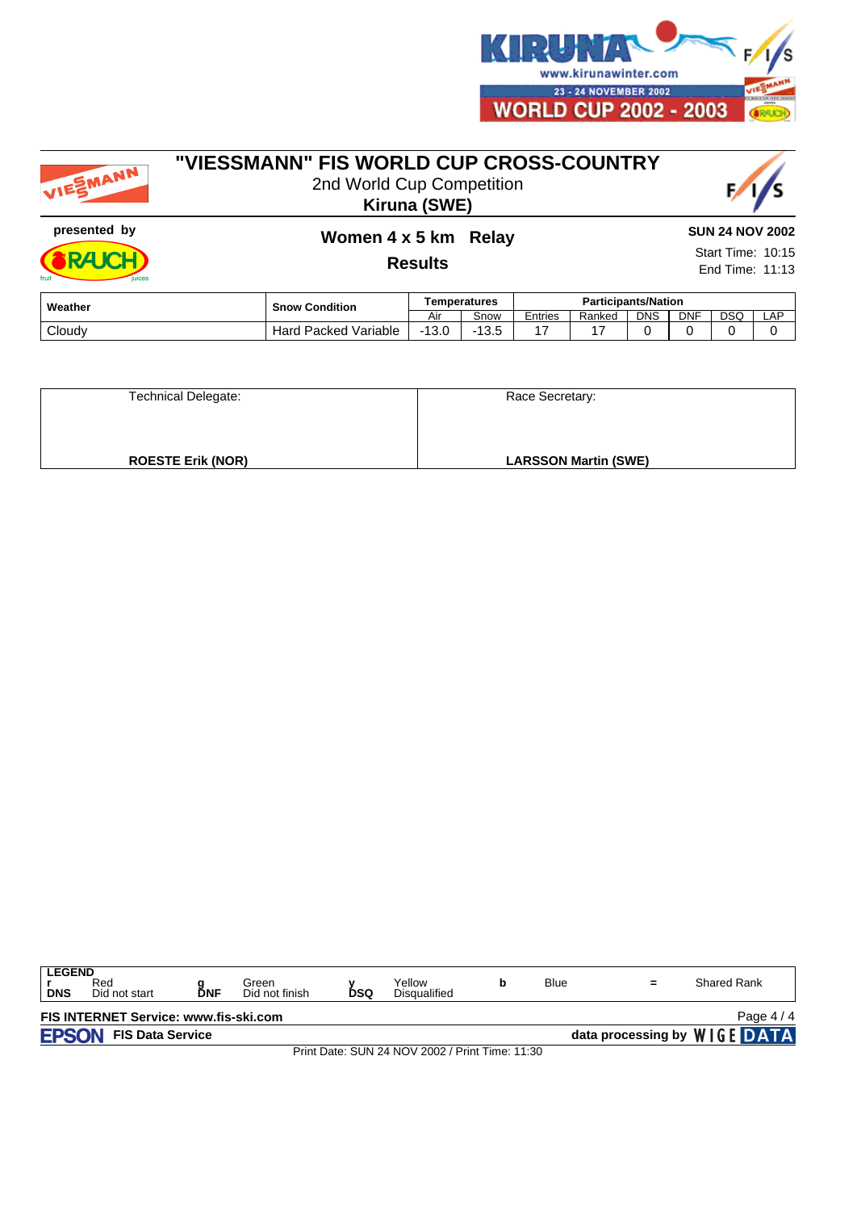# "VIESSMANN" FIS WORLD CUP CROSS-COUNTRY

2nd World Cup Competition

**Kiruna (SWE)**

**presented by**

## Women 4 x 5 km Relay

## Results

**SUN 24 NOV 2002**

Start Time: 10:15

End Time: 11:13

| Weather | Snow Condition | Temperatures | | Participants/Nation | | | | | |
|---|---|---|---|---|---|---|---|---|---|
| | | Air | Snow | Entries | Ranked | DNS | DNF | DSQ | LAP |
| Cloudy | Hard Packed Variable | -13.0 | -13.5 | 17 | 17 | 0 | 0 | 0 | 0 |

| Technical Delegate: | Race Secretary: |
|---|---|
| **ROESTE Erik (NOR)** | **LARSSON Martin (SWE)** |

**LEGEND**

| | | | | | | | | | |
|---|---|---|---|---|---|---|---|---|---|
| r DNS | Red Did not start | g DNF | Green Did not finish | y DSQ | Yellow Disqualified | b | Blue | = | Shared Rank |

**FIS INTERNET Service: www.fis-ski.com**

**EPSON FIS Data Service** — **data processing by WIGE DATA**

Print Date: SUN 24 NOV 2002 / Print Time: 11:30